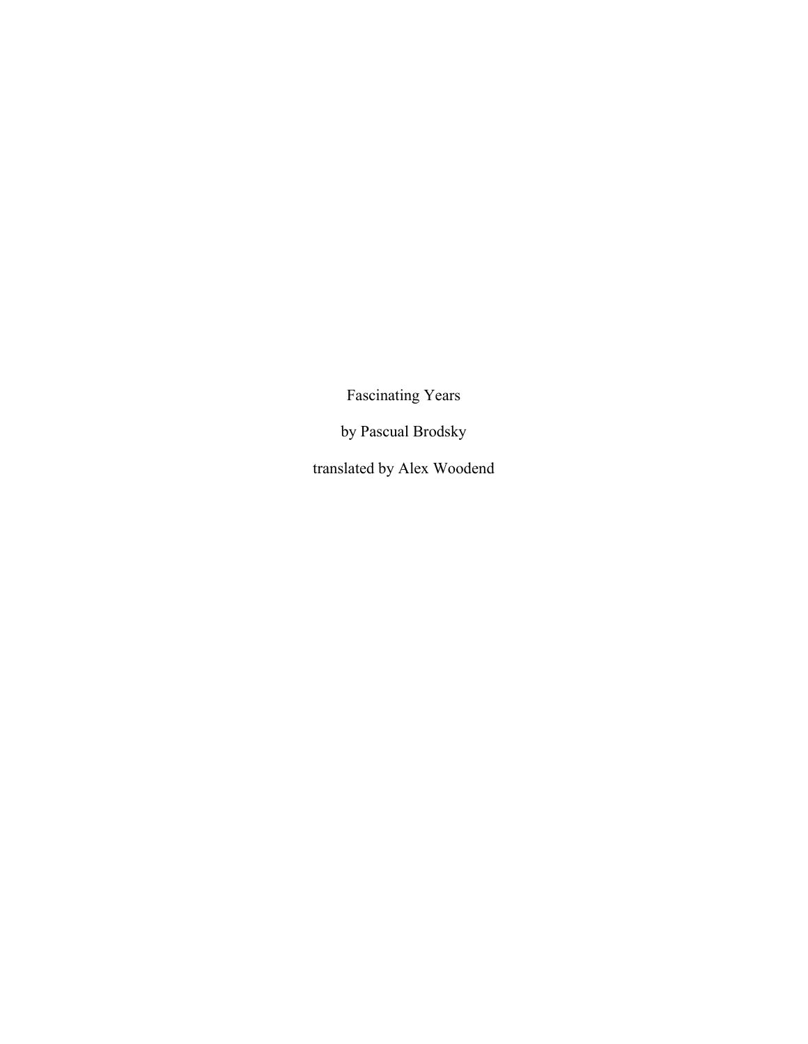# Fascinating Years

by Pascual Brodsky

translated by Alex Woodend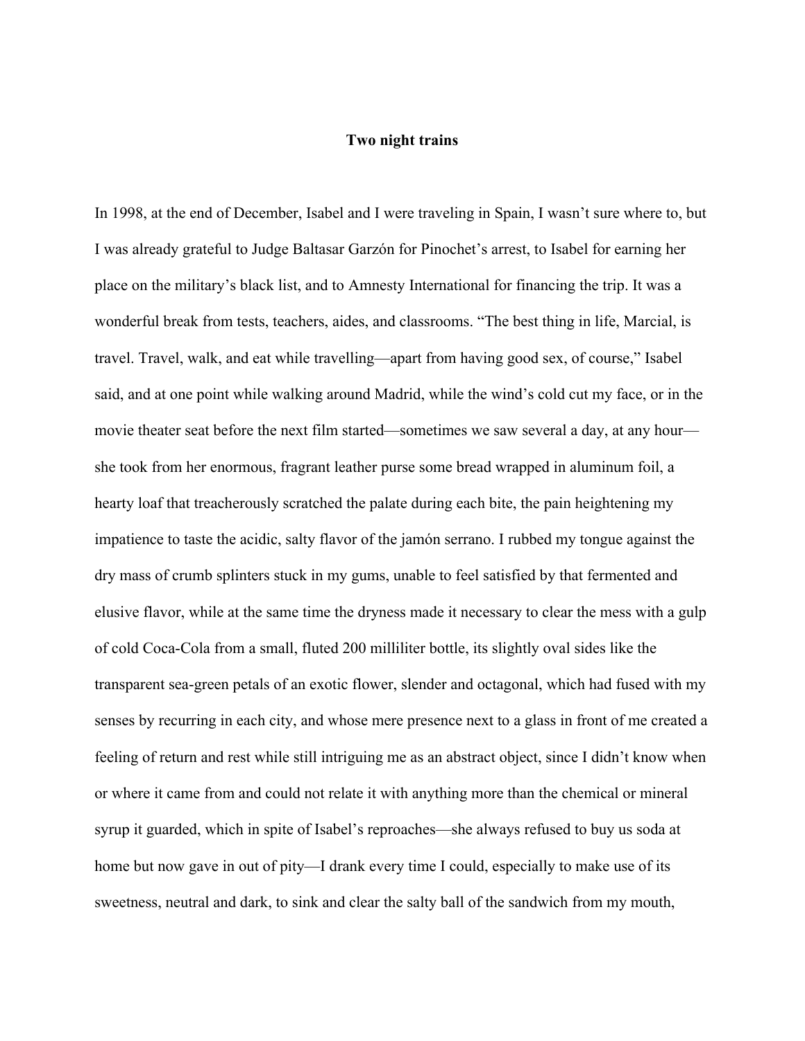**Two night trains**

In 1998, at the end of December, Isabel and I were traveling in Spain, I wasn't sure where to, but I was already grateful to Judge Baltasar Garzón for Pinochet's arrest, to Isabel for earning her place on the military's black list, and to Amnesty International for financing the trip. It was a wonderful break from tests, teachers, aides, and classrooms. "The best thing in life, Marcial, is travel. Travel, walk, and eat while travelling—apart from having good sex, of course," Isabel said, and at one point while walking around Madrid, while the wind's cold cut my face, or in the movie theater seat before the next film started—sometimes we saw several a day, at any hour—she took from her enormous, fragrant leather purse some bread wrapped in aluminum foil, a hearty loaf that treacherously scratched the palate during each bite, the pain heightening my impatience to taste the acidic, salty flavor of the jamón serrano. I rubbed my tongue against the dry mass of crumb splinters stuck in my gums, unable to feel satisfied by that fermented and elusive flavor, while at the same time the dryness made it necessary to clear the mess with a gulp of cold Coca-Cola from a small, fluted 200 milliliter bottle, its slightly oval sides like the transparent sea-green petals of an exotic flower, slender and octagonal, which had fused with my senses by recurring in each city, and whose mere presence next to a glass in front of me created a feeling of return and rest while still intriguing me as an abstract object, since I didn't know when or where it came from and could not relate it with anything more than the chemical or mineral syrup it guarded, which in spite of Isabel's reproaches—she always refused to buy us soda at home but now gave in out of pity—I drank every time I could, especially to make use of its sweetness, neutral and dark, to sink and clear the salty ball of the sandwich from my mouth,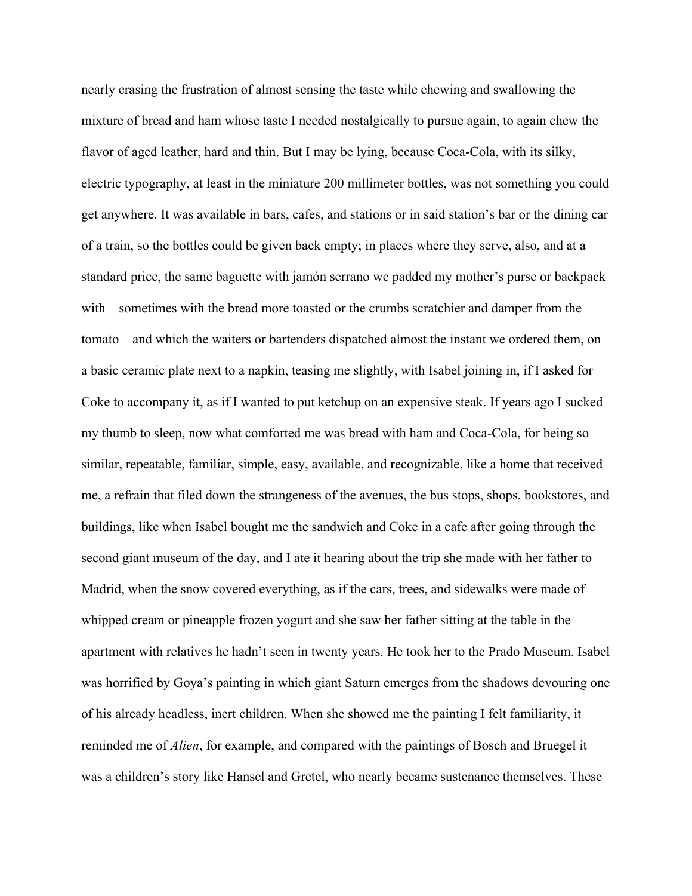nearly erasing the frustration of almost sensing the taste while chewing and swallowing the mixture of bread and ham whose taste I needed nostalgically to pursue again, to again chew the flavor of aged leather, hard and thin. But I may be lying, because Coca-Cola, with its silky, electric typography, at least in the miniature 200 millimeter bottles, was not something you could get anywhere. It was available in bars, cafes, and stations or in said station's bar or the dining car of a train, so the bottles could be given back empty; in places where they serve, also, and at a standard price, the same baguette with jamón serrano we padded my mother's purse or backpack with—sometimes with the bread more toasted or the crumbs scratchier and damper from the tomato—and which the waiters or bartenders dispatched almost the instant we ordered them, on a basic ceramic plate next to a napkin, teasing me slightly, with Isabel joining in, if I asked for Coke to accompany it, as if I wanted to put ketchup on an expensive steak. If years ago I sucked my thumb to sleep, now what comforted me was bread with ham and Coca-Cola, for being so similar, repeatable, familiar, simple, easy, available, and recognizable, like a home that received me, a refrain that filed down the strangeness of the avenues, the bus stops, shops, bookstores, and buildings, like when Isabel bought me the sandwich and Coke in a cafe after going through the second giant museum of the day, and I ate it hearing about the trip she made with her father to Madrid, when the snow covered everything, as if the cars, trees, and sidewalks were made of whipped cream or pineapple frozen yogurt and she saw her father sitting at the table in the apartment with relatives he hadn't seen in twenty years. He took her to the Prado Museum. Isabel was horrified by Goya's painting in which giant Saturn emerges from the shadows devouring one of his already headless, inert children. When she showed me the painting I felt familiarity, it reminded me of *Alien*, for example, and compared with the paintings of Bosch and Bruegel it was a children's story like Hansel and Gretel, who nearly became sustenance themselves. These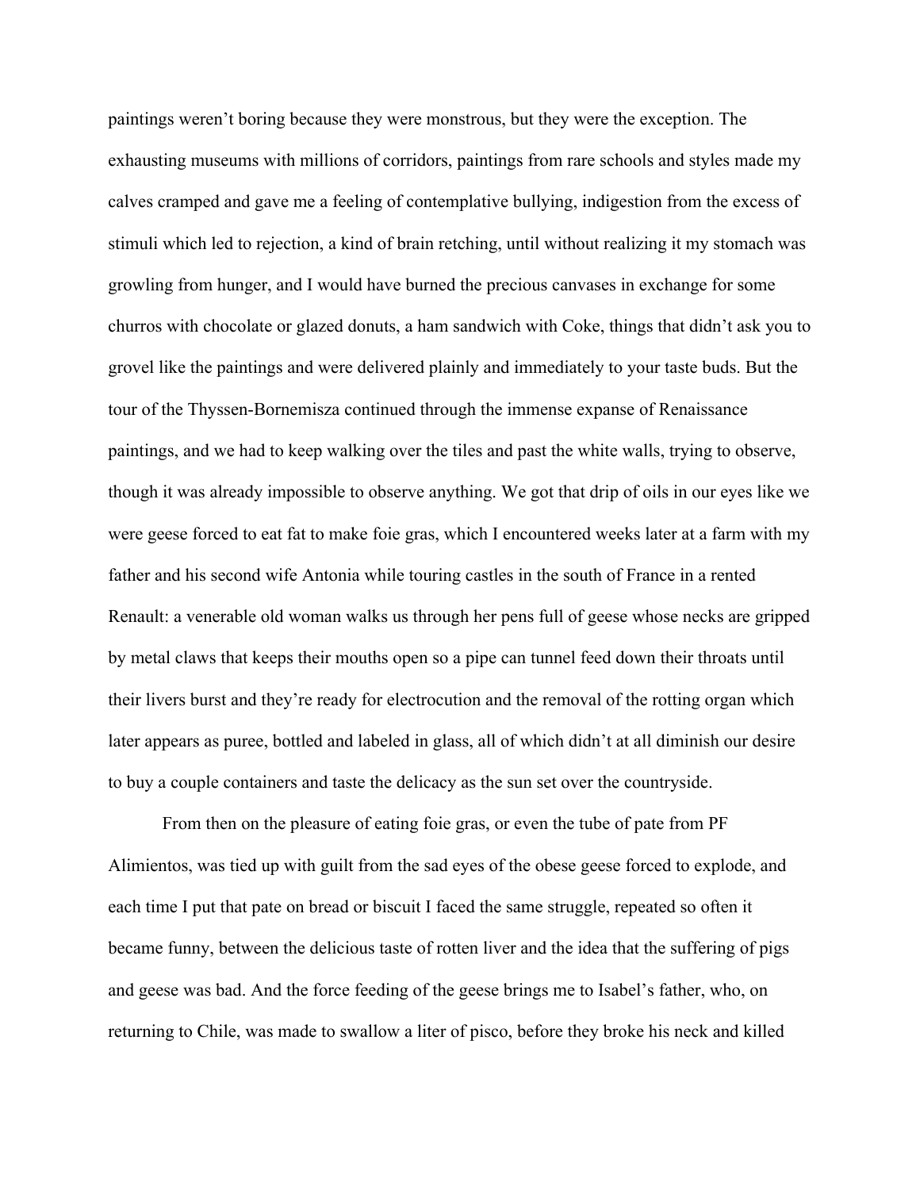paintings weren't boring because they were monstrous, but they were the exception. The exhausting museums with millions of corridors, paintings from rare schools and styles made my calves cramped and gave me a feeling of contemplative bullying, indigestion from the excess of stimuli which led to rejection, a kind of brain retching, until without realizing it my stomach was growling from hunger, and I would have burned the precious canvases in exchange for some churros with chocolate or glazed donuts, a ham sandwich with Coke, things that didn't ask you to grovel like the paintings and were delivered plainly and immediately to your taste buds. But the tour of the Thyssen-Bornemisza continued through the immense expanse of Renaissance paintings, and we had to keep walking over the tiles and past the white walls, trying to observe, though it was already impossible to observe anything. We got that drip of oils in our eyes like we were geese forced to eat fat to make foie gras, which I encountered weeks later at a farm with my father and his second wife Antonia while touring castles in the south of France in a rented Renault: a venerable old woman walks us through her pens full of geese whose necks are gripped by metal claws that keeps their mouths open so a pipe can tunnel feed down their throats until their livers burst and they're ready for electrocution and the removal of the rotting organ which later appears as puree, bottled and labeled in glass, all of which didn't at all diminish our desire to buy a couple containers and taste the delicacy as the sun set over the countryside.

From then on the pleasure of eating foie gras, or even the tube of pate from PF Alimientos, was tied up with guilt from the sad eyes of the obese geese forced to explode, and each time I put that pate on bread or biscuit I faced the same struggle, repeated so often it became funny, between the delicious taste of rotten liver and the idea that the suffering of pigs and geese was bad. And the force feeding of the geese brings me to Isabel's father, who, on returning to Chile, was made to swallow a liter of pisco, before they broke his neck and killed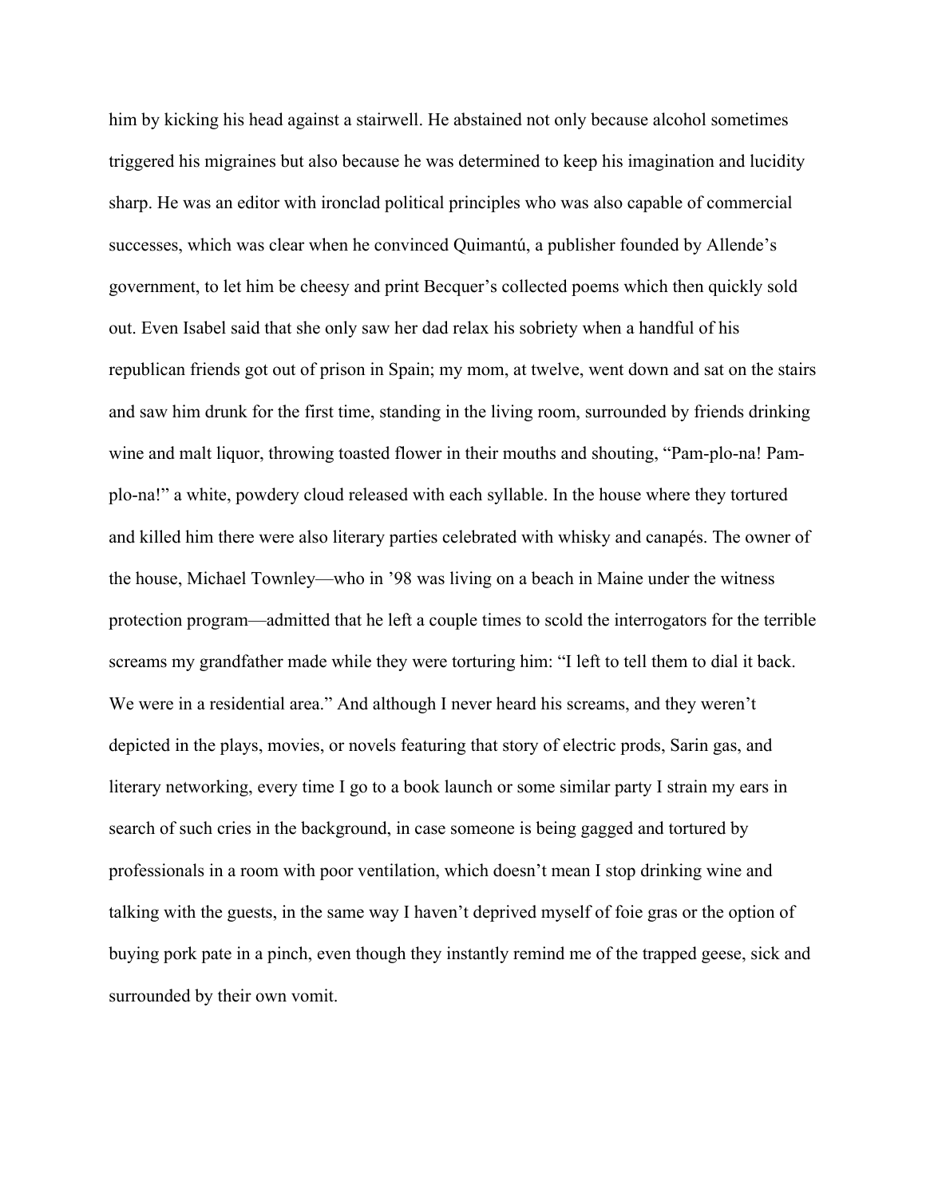him by kicking his head against a stairwell. He abstained not only because alcohol sometimes triggered his migraines but also because he was determined to keep his imagination and lucidity sharp. He was an editor with ironclad political principles who was also capable of commercial successes, which was clear when he convinced Quimantú, a publisher founded by Allende's government, to let him be cheesy and print Becquer's collected poems which then quickly sold out. Even Isabel said that she only saw her dad relax his sobriety when a handful of his republican friends got out of prison in Spain; my mom, at twelve, went down and sat on the stairs and saw him drunk for the first time, standing in the living room, surrounded by friends drinking wine and malt liquor, throwing toasted flower in their mouths and shouting, "Pam-plo-na! Pam-plo-na!" a white, powdery cloud released with each syllable. In the house where they tortured and killed him there were also literary parties celebrated with whisky and canapés. The owner of the house, Michael Townley—who in '98 was living on a beach in Maine under the witness protection program—admitted that he left a couple times to scold the interrogators for the terrible screams my grandfather made while they were torturing him: "I left to tell them to dial it back. We were in a residential area." And although I never heard his screams, and they weren't depicted in the plays, movies, or novels featuring that story of electric prods, Sarin gas, and literary networking, every time I go to a book launch or some similar party I strain my ears in search of such cries in the background, in case someone is being gagged and tortured by professionals in a room with poor ventilation, which doesn't mean I stop drinking wine and talking with the guests, in the same way I haven't deprived myself of foie gras or the option of buying pork pate in a pinch, even though they instantly remind me of the trapped geese, sick and surrounded by their own vomit.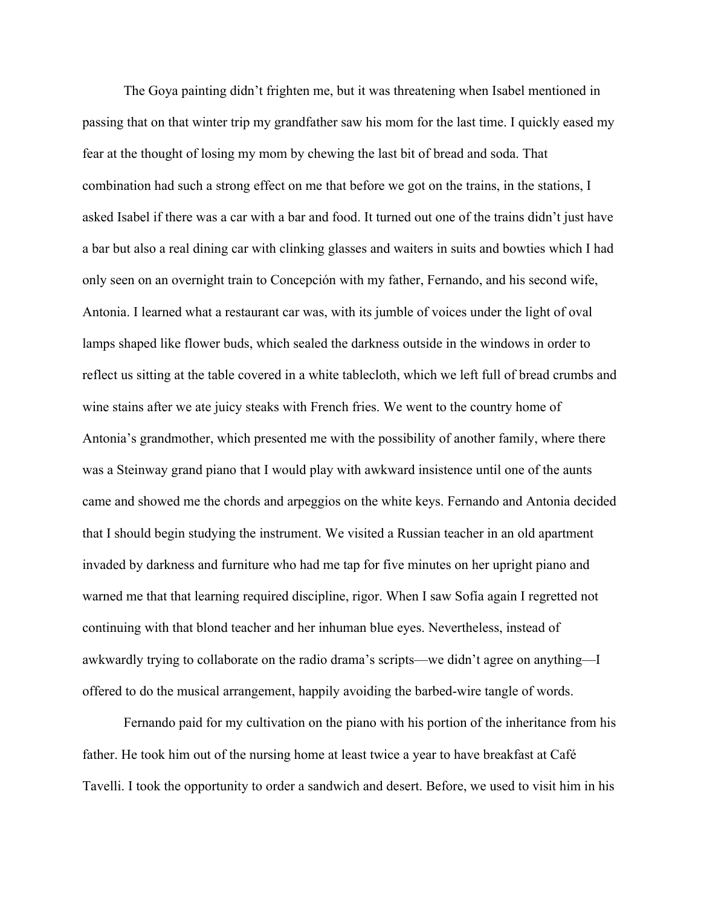The Goya painting didn't frighten me, but it was threatening when Isabel mentioned in passing that on that winter trip my grandfather saw his mom for the last time. I quickly eased my fear at the thought of losing my mom by chewing the last bit of bread and soda. That combination had such a strong effect on me that before we got on the trains, in the stations, I asked Isabel if there was a car with a bar and food. It turned out one of the trains didn't just have a bar but also a real dining car with clinking glasses and waiters in suits and bowties which I had only seen on an overnight train to Concepción with my father, Fernando, and his second wife, Antonia. I learned what a restaurant car was, with its jumble of voices under the light of oval lamps shaped like flower buds, which sealed the darkness outside in the windows in order to reflect us sitting at the table covered in a white tablecloth, which we left full of bread crumbs and wine stains after we ate juicy steaks with French fries. We went to the country home of Antonia's grandmother, which presented me with the possibility of another family, where there was a Steinway grand piano that I would play with awkward insistence until one of the aunts came and showed me the chords and arpeggios on the white keys. Fernando and Antonia decided that I should begin studying the instrument. We visited a Russian teacher in an old apartment invaded by darkness and furniture who had me tap for five minutes on her upright piano and warned me that that learning required discipline, rigor. When I saw Sofía again I regretted not continuing with that blond teacher and her inhuman blue eyes. Nevertheless, instead of awkwardly trying to collaborate on the radio drama's scripts—we didn't agree on anything—I offered to do the musical arrangement, happily avoiding the barbed-wire tangle of words.

Fernando paid for my cultivation on the piano with his portion of the inheritance from his father. He took him out of the nursing home at least twice a year to have breakfast at Café Tavelli. I took the opportunity to order a sandwich and desert. Before, we used to visit him in his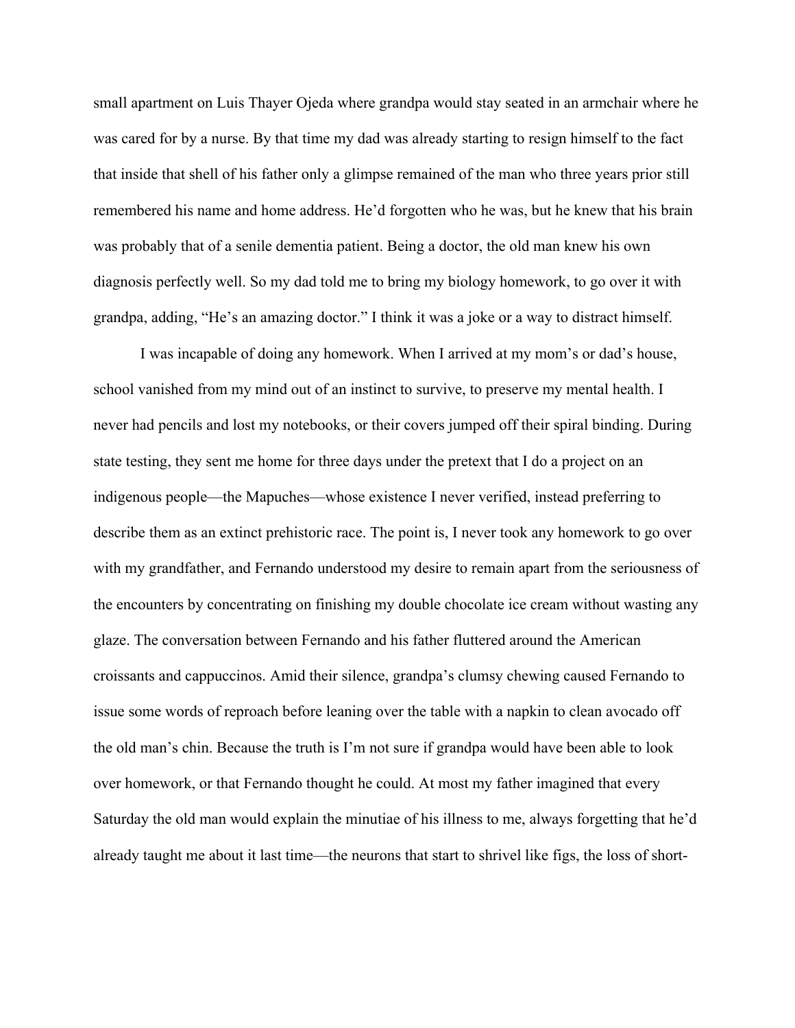small apartment on Luis Thayer Ojeda where grandpa would stay seated in an armchair where he was cared for by a nurse. By that time my dad was already starting to resign himself to the fact that inside that shell of his father only a glimpse remained of the man who three years prior still remembered his name and home address. He'd forgotten who he was, but he knew that his brain was probably that of a senile dementia patient. Being a doctor, the old man knew his own diagnosis perfectly well. So my dad told me to bring my biology homework, to go over it with grandpa, adding, "He's an amazing doctor." I think it was a joke or a way to distract himself.

I was incapable of doing any homework. When I arrived at my mom's or dad's house, school vanished from my mind out of an instinct to survive, to preserve my mental health. I never had pencils and lost my notebooks, or their covers jumped off their spiral binding. During state testing, they sent me home for three days under the pretext that I do a project on an indigenous people—the Mapuches—whose existence I never verified, instead preferring to describe them as an extinct prehistoric race. The point is, I never took any homework to go over with my grandfather, and Fernando understood my desire to remain apart from the seriousness of the encounters by concentrating on finishing my double chocolate ice cream without wasting any glaze. The conversation between Fernando and his father fluttered around the American croissants and cappuccinos. Amid their silence, grandpa's clumsy chewing caused Fernando to issue some words of reproach before leaning over the table with a napkin to clean avocado off the old man's chin. Because the truth is I'm not sure if grandpa would have been able to look over homework, or that Fernando thought he could. At most my father imagined that every Saturday the old man would explain the minutiae of his illness to me, always forgetting that he'd already taught me about it last time—the neurons that start to shrivel like figs, the loss of short-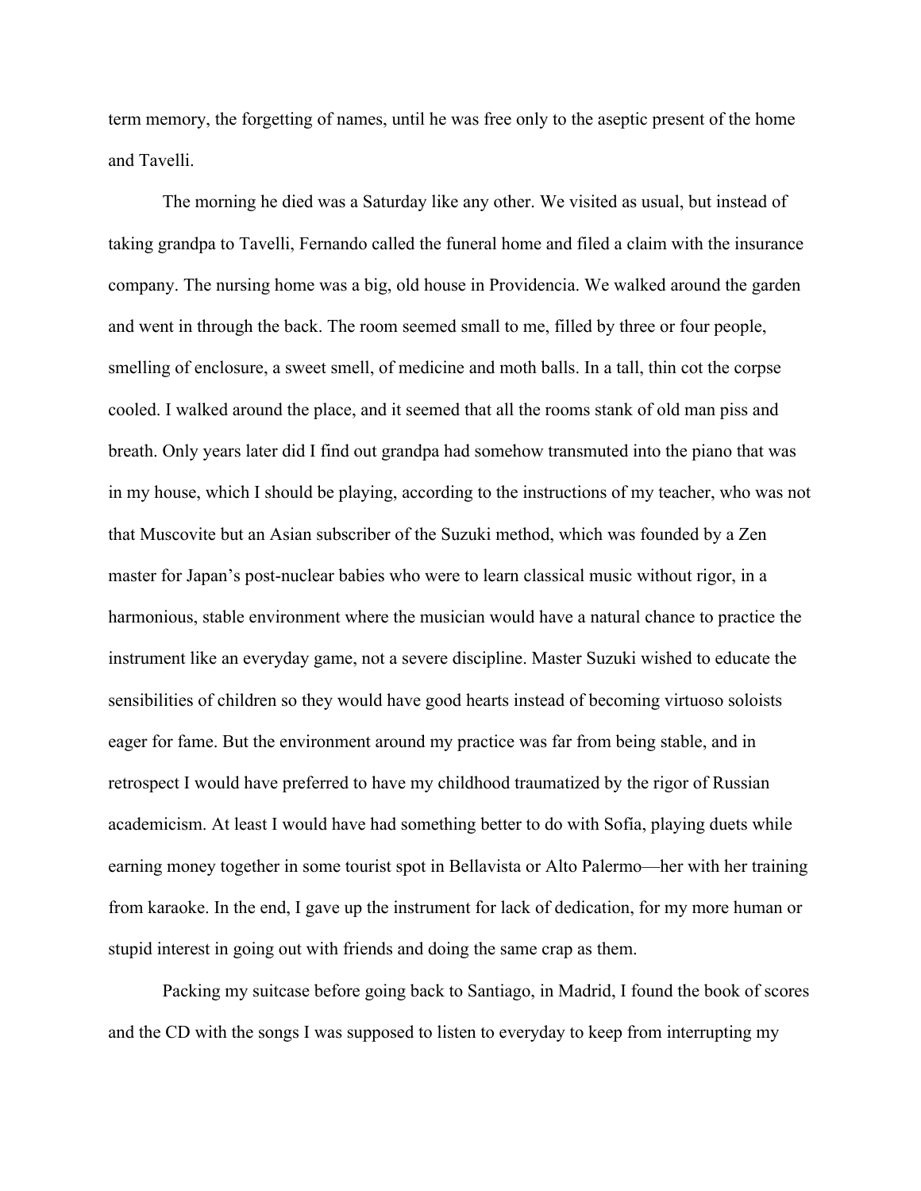term memory, the forgetting of names, until he was free only to the aseptic present of the home and Tavelli.

The morning he died was a Saturday like any other. We visited as usual, but instead of taking grandpa to Tavelli, Fernando called the funeral home and filed a claim with the insurance company. The nursing home was a big, old house in Providencia. We walked around the garden and went in through the back. The room seemed small to me, filled by three or four people, smelling of enclosure, a sweet smell, of medicine and moth balls. In a tall, thin cot the corpse cooled. I walked around the place, and it seemed that all the rooms stank of old man piss and breath. Only years later did I find out grandpa had somehow transmuted into the piano that was in my house, which I should be playing, according to the instructions of my teacher, who was not that Muscovite but an Asian subscriber of the Suzuki method, which was founded by a Zen master for Japan's post-nuclear babies who were to learn classical music without rigor, in a harmonious, stable environment where the musician would have a natural chance to practice the instrument like an everyday game, not a severe discipline. Master Suzuki wished to educate the sensibilities of children so they would have good hearts instead of becoming virtuoso soloists eager for fame. But the environment around my practice was far from being stable, and in retrospect I would have preferred to have my childhood traumatized by the rigor of Russian academicism. At least I would have had something better to do with Sofía, playing duets while earning money together in some tourist spot in Bellavista or Alto Palermo—her with her training from karaoke. In the end, I gave up the instrument for lack of dedication, for my more human or stupid interest in going out with friends and doing the same crap as them.

Packing my suitcase before going back to Santiago, in Madrid, I found the book of scores and the CD with the songs I was supposed to listen to everyday to keep from interrupting my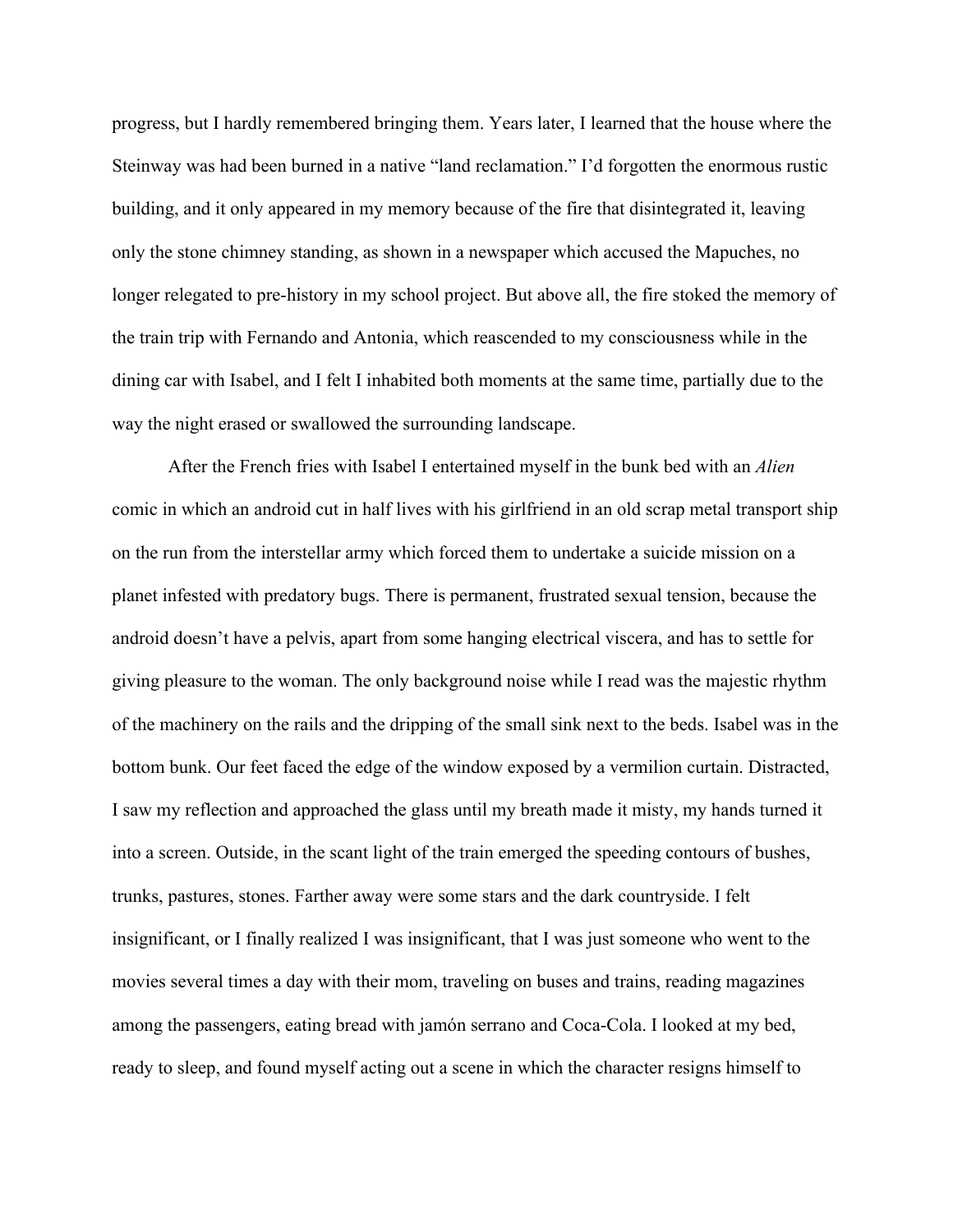progress, but I hardly remembered bringing them. Years later, I learned that the house where the Steinway was had been burned in a native "land reclamation." I'd forgotten the enormous rustic building, and it only appeared in my memory because of the fire that disintegrated it, leaving only the stone chimney standing, as shown in a newspaper which accused the Mapuches, no longer relegated to pre-history in my school project. But above all, the fire stoked the memory of the train trip with Fernando and Antonia, which reascended to my consciousness while in the dining car with Isabel, and I felt I inhabited both moments at the same time, partially due to the way the night erased or swallowed the surrounding landscape.

After the French fries with Isabel I entertained myself in the bunk bed with an *Alien* comic in which an android cut in half lives with his girlfriend in an old scrap metal transport ship on the run from the interstellar army which forced them to undertake a suicide mission on a planet infested with predatory bugs. There is permanent, frustrated sexual tension, because the android doesn't have a pelvis, apart from some hanging electrical viscera, and has to settle for giving pleasure to the woman. The only background noise while I read was the majestic rhythm of the machinery on the rails and the dripping of the small sink next to the beds. Isabel was in the bottom bunk. Our feet faced the edge of the window exposed by a vermilion curtain. Distracted, I saw my reflection and approached the glass until my breath made it misty, my hands turned it into a screen. Outside, in the scant light of the train emerged the speeding contours of bushes, trunks, pastures, stones. Farther away were some stars and the dark countryside. I felt insignificant, or I finally realized I was insignificant, that I was just someone who went to the movies several times a day with their mom, traveling on buses and trains, reading magazines among the passengers, eating bread with jamón serrano and Coca-Cola. I looked at my bed, ready to sleep, and found myself acting out a scene in which the character resigns himself to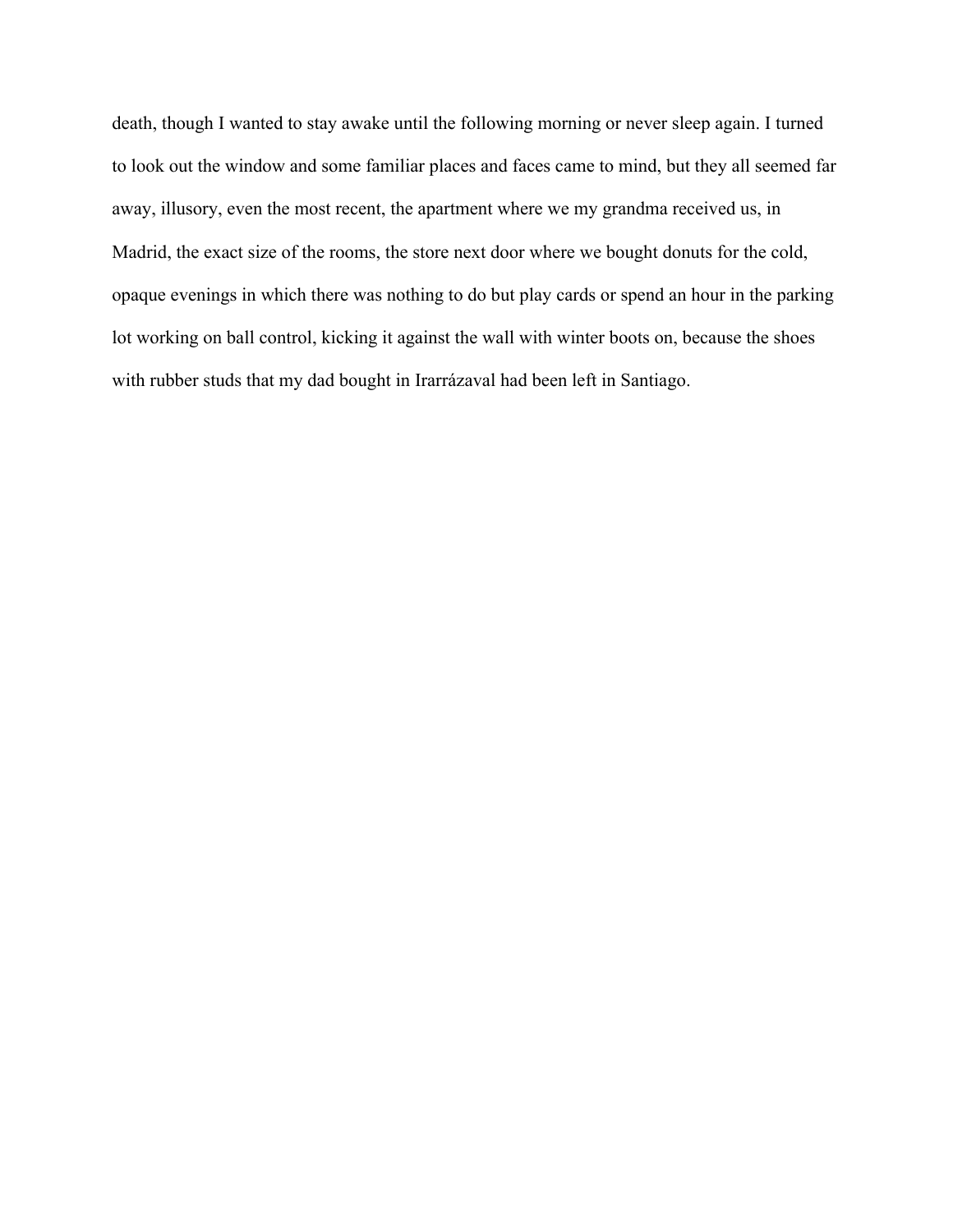death, though I wanted to stay awake until the following morning or never sleep again. I turned to look out the window and some familiar places and faces came to mind, but they all seemed far away, illusory, even the most recent, the apartment where we my grandma received us, in Madrid, the exact size of the rooms, the store next door where we bought donuts for the cold, opaque evenings in which there was nothing to do but play cards or spend an hour in the parking lot working on ball control, kicking it against the wall with winter boots on, because the shoes with rubber studs that my dad bought in Irarrázaval had been left in Santiago.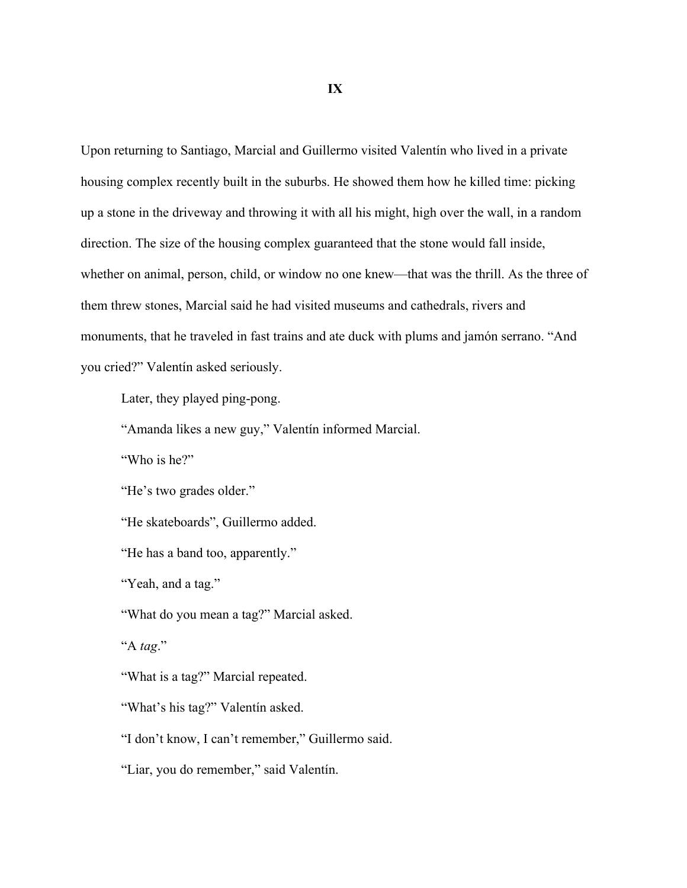# IX

Upon returning to Santiago, Marcial and Guillermo visited Valentín who lived in a private housing complex recently built in the suburbs. He showed them how he killed time: picking up a stone in the driveway and throwing it with all his might, high over the wall, in a random direction. The size of the housing complex guaranteed that the stone would fall inside, whether on animal, person, child, or window no one knew—that was the thrill. As the three of them threw stones, Marcial said he had visited museums and cathedrals, rivers and monuments, that he traveled in fast trains and ate duck with plums and jamón serrano. "And you cried?" Valentín asked seriously.

Later, they played ping-pong.

"Amanda likes a new guy," Valentín informed Marcial.

"Who is he?"

"He's two grades older."

"He skateboards", Guillermo added.

"He has a band too, apparently."

"Yeah, and a tag."

"What do you mean a tag?" Marcial asked.

"A *tag*."

"What is a tag?" Marcial repeated.

"What's his tag?" Valentín asked.

"I don't know, I can't remember," Guillermo said.

"Liar, you do remember," said Valentín.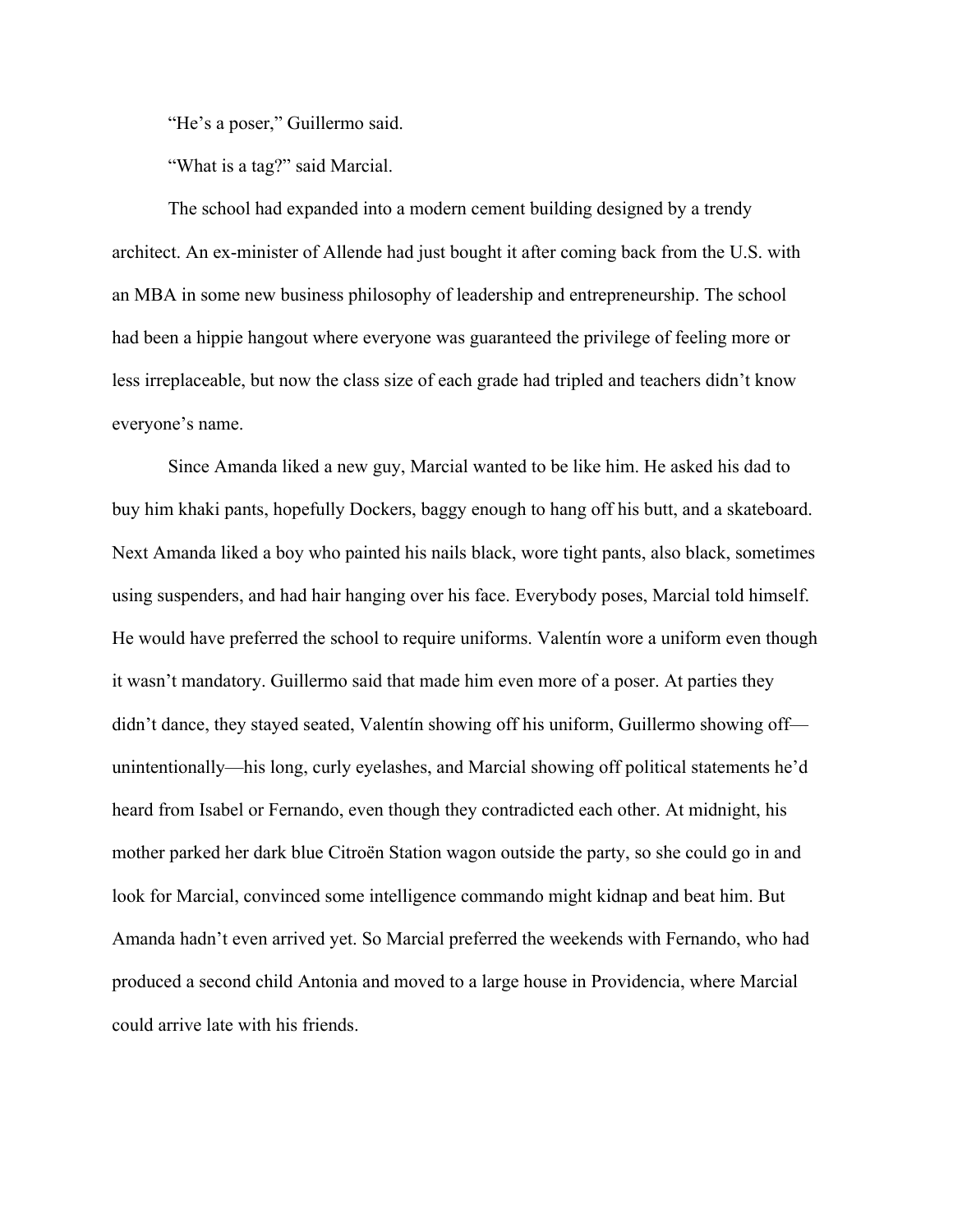"He's a poser," Guillermo said.

"What is a tag?" said Marcial.

The school had expanded into a modern cement building designed by a trendy architect. An ex-minister of Allende had just bought it after coming back from the U.S. with an MBA in some new business philosophy of leadership and entrepreneurship. The school had been a hippie hangout where everyone was guaranteed the privilege of feeling more or less irreplaceable, but now the class size of each grade had tripled and teachers didn't know everyone's name.

Since Amanda liked a new guy, Marcial wanted to be like him. He asked his dad to buy him khaki pants, hopefully Dockers, baggy enough to hang off his butt, and a skateboard. Next Amanda liked a boy who painted his nails black, wore tight pants, also black, sometimes using suspenders, and had hair hanging over his face. Everybody poses, Marcial told himself. He would have preferred the school to require uniforms. Valentín wore a uniform even though it wasn't mandatory. Guillermo said that made him even more of a poser. At parties they didn't dance, they stayed seated, Valentín showing off his uniform, Guillermo showing off—unintentionally—his long, curly eyelashes, and Marcial showing off political statements he'd heard from Isabel or Fernando, even though they contradicted each other. At midnight, his mother parked her dark blue Citroën Station wagon outside the party, so she could go in and look for Marcial, convinced some intelligence commando might kidnap and beat him. But Amanda hadn't even arrived yet. So Marcial preferred the weekends with Fernando, who had produced a second child Antonia and moved to a large house in Providencia, where Marcial could arrive late with his friends.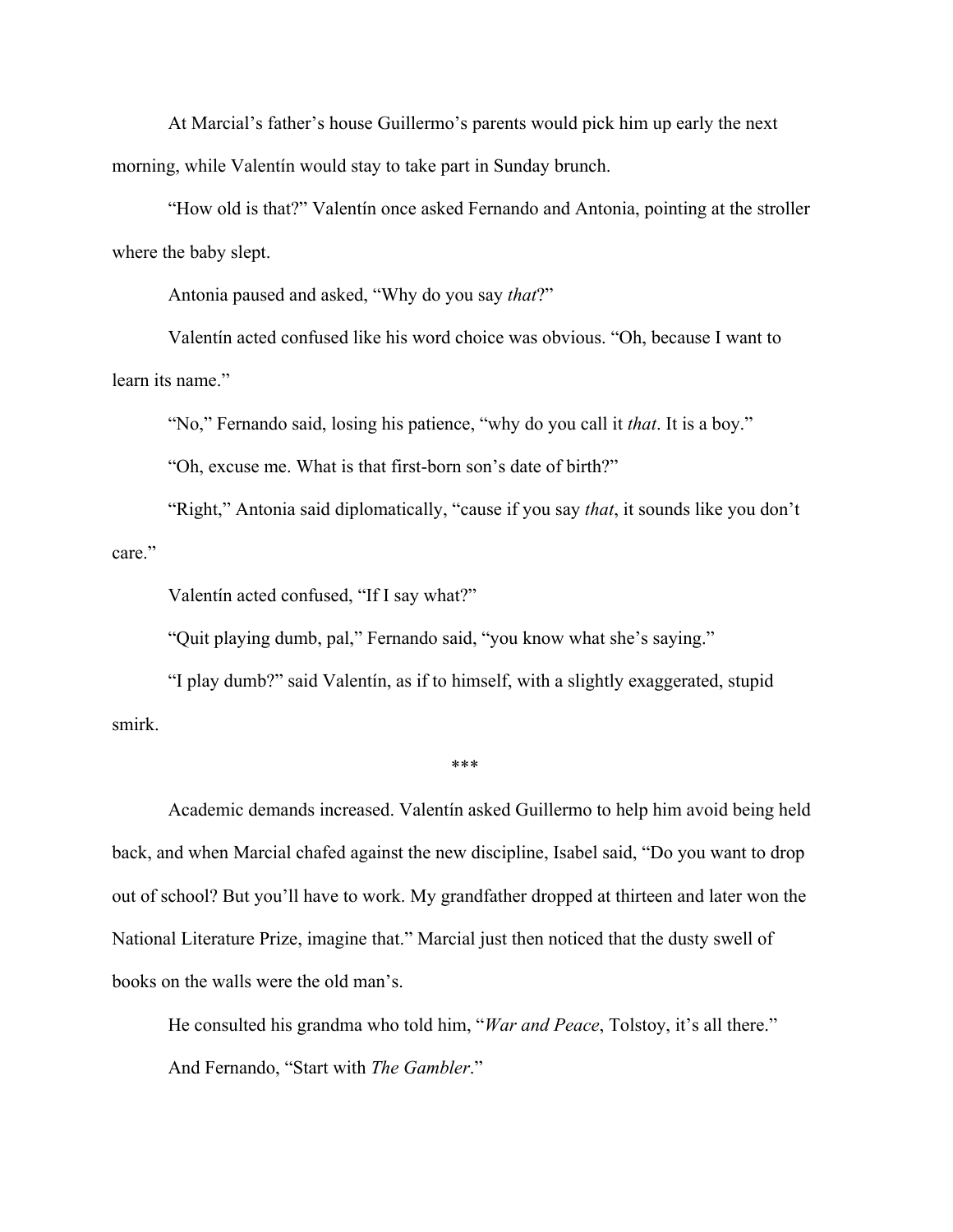At Marcial's father's house Guillermo's parents would pick him up early the next morning, while Valentín would stay to take part in Sunday brunch.

"How old is that?" Valentín once asked Fernando and Antonia, pointing at the stroller where the baby slept.

Antonia paused and asked, "Why do you say *that*?"

Valentín acted confused like his word choice was obvious. "Oh, because I want to learn its name."

"No," Fernando said, losing his patience, "why do you call it *that*. It is a boy."

"Oh, excuse me. What is that first-born son's date of birth?"

"Right," Antonia said diplomatically, "cause if you say *that*, it sounds like you don't care."

Valentín acted confused, "If I say what?"

"Quit playing dumb, pal," Fernando said, "you know what she's saying."

"I play dumb?" said Valentín, as if to himself, with a slightly exaggerated, stupid smirk.

***

Academic demands increased. Valentín asked Guillermo to help him avoid being held back, and when Marcial chafed against the new discipline, Isabel said, "Do you want to drop out of school? But you'll have to work. My grandfather dropped at thirteen and later won the National Literature Prize, imagine that." Marcial just then noticed that the dusty swell of books on the walls were the old man's.

He consulted his grandma who told him, "*War and Peace*, Tolstoy, it's all there."

And Fernando, "Start with *The Gambler*."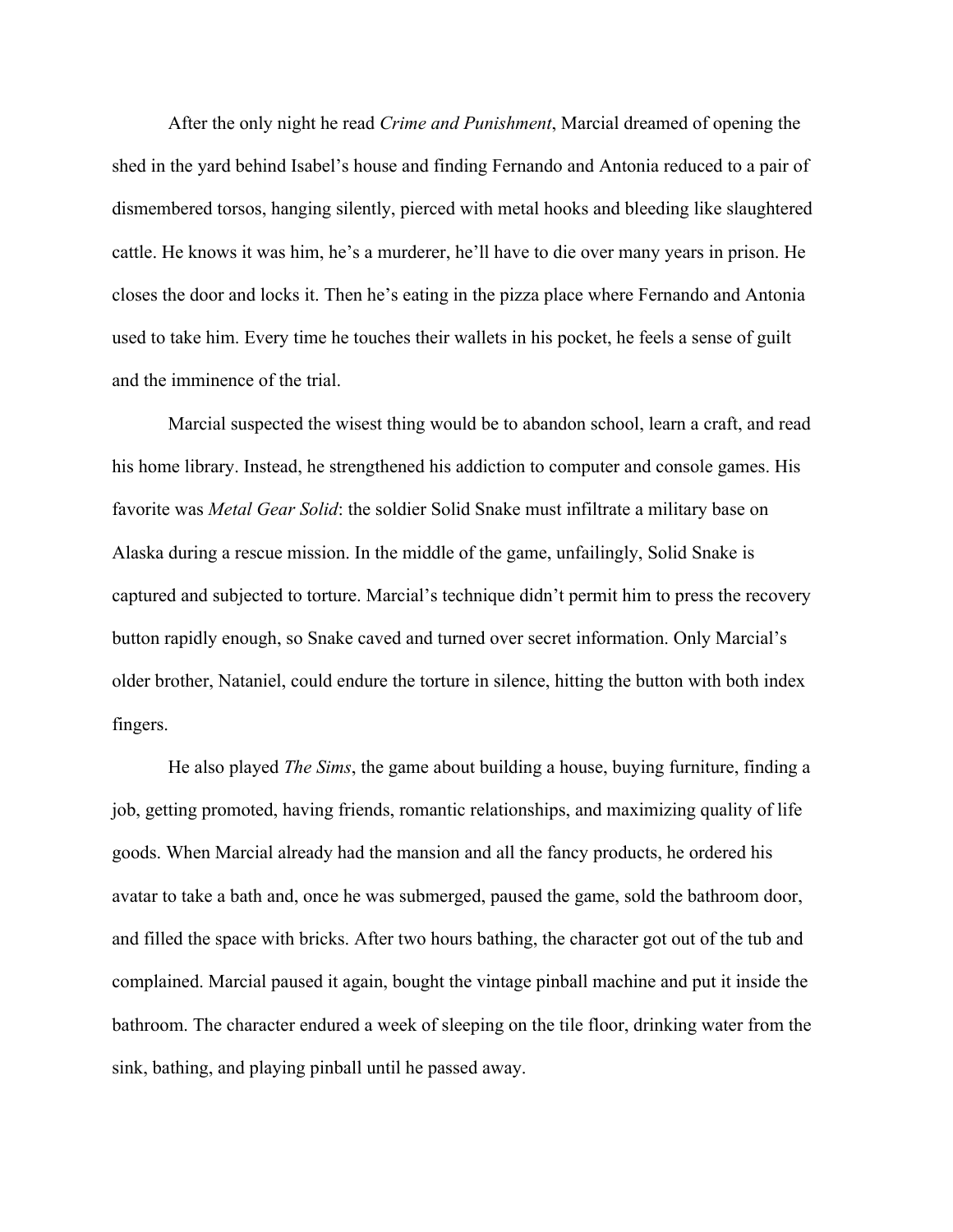After the only night he read *Crime and Punishment*, Marcial dreamed of opening the shed in the yard behind Isabel's house and finding Fernando and Antonia reduced to a pair of dismembered torsos, hanging silently, pierced with metal hooks and bleeding like slaughtered cattle. He knows it was him, he's a murderer, he'll have to die over many years in prison. He closes the door and locks it. Then he's eating in the pizza place where Fernando and Antonia used to take him. Every time he touches their wallets in his pocket, he feels a sense of guilt and the imminence of the trial.

Marcial suspected the wisest thing would be to abandon school, learn a craft, and read his home library. Instead, he strengthened his addiction to computer and console games. His favorite was *Metal Gear Solid*: the soldier Solid Snake must infiltrate a military base on Alaska during a rescue mission. In the middle of the game, unfailingly, Solid Snake is captured and subjected to torture. Marcial's technique didn't permit him to press the recovery button rapidly enough, so Snake caved and turned over secret information. Only Marcial's older brother, Nataniel, could endure the torture in silence, hitting the button with both index fingers.

He also played *The Sims*, the game about building a house, buying furniture, finding a job, getting promoted, having friends, romantic relationships, and maximizing quality of life goods. When Marcial already had the mansion and all the fancy products, he ordered his avatar to take a bath and, once he was submerged, paused the game, sold the bathroom door, and filled the space with bricks. After two hours bathing, the character got out of the tub and complained. Marcial paused it again, bought the vintage pinball machine and put it inside the bathroom. The character endured a week of sleeping on the tile floor, drinking water from the sink, bathing, and playing pinball until he passed away.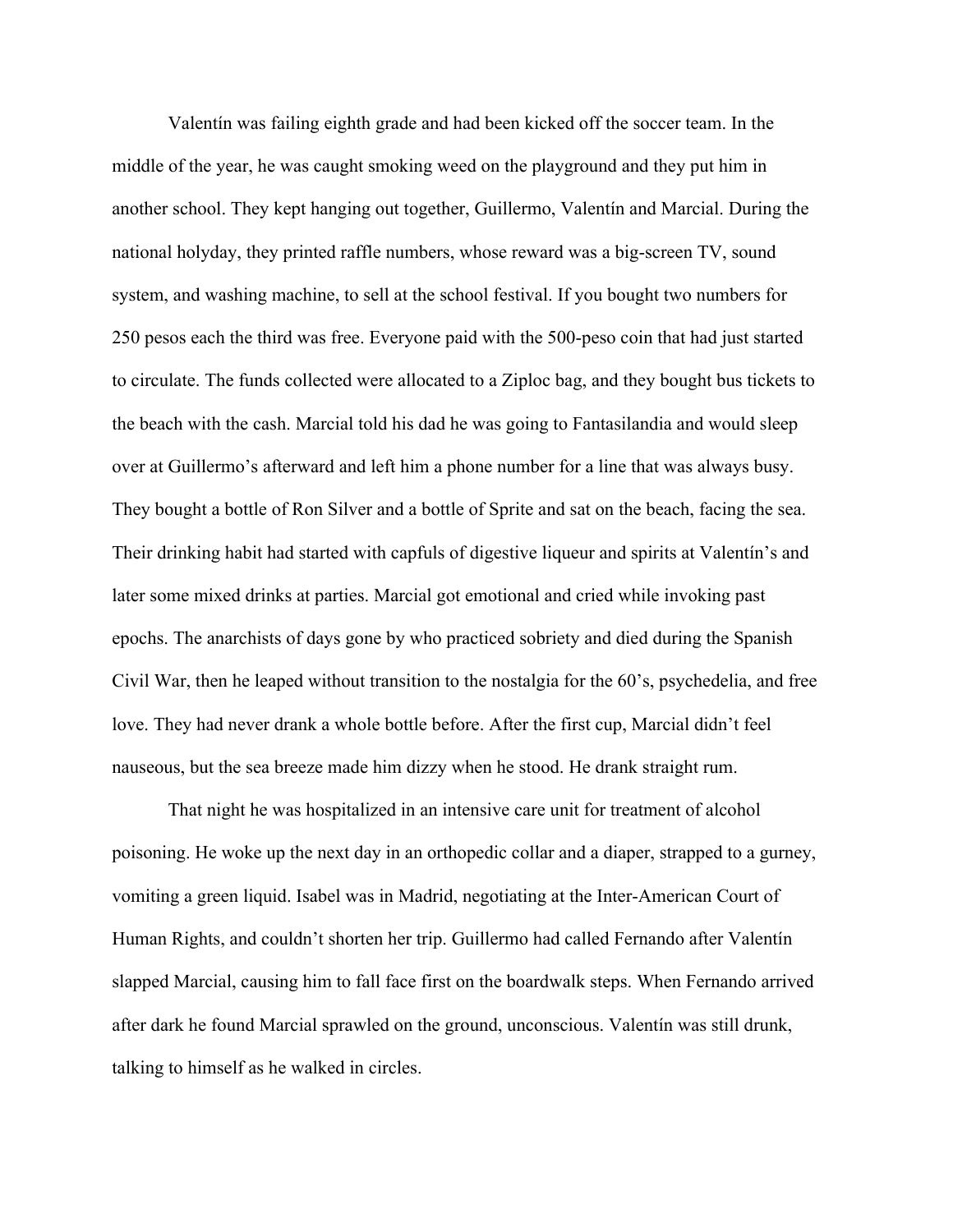Valentín was failing eighth grade and had been kicked off the soccer team. In the middle of the year, he was caught smoking weed on the playground and they put him in another school. They kept hanging out together, Guillermo, Valentín and Marcial. During the national holyday, they printed raffle numbers, whose reward was a big-screen TV, sound system, and washing machine, to sell at the school festival. If you bought two numbers for 250 pesos each the third was free. Everyone paid with the 500-peso coin that had just started to circulate. The funds collected were allocated to a Ziploc bag, and they bought bus tickets to the beach with the cash. Marcial told his dad he was going to Fantasilandia and would sleep over at Guillermo's afterward and left him a phone number for a line that was always busy. They bought a bottle of Ron Silver and a bottle of Sprite and sat on the beach, facing the sea. Their drinking habit had started with capfuls of digestive liqueur and spirits at Valentín's and later some mixed drinks at parties. Marcial got emotional and cried while invoking past epochs. The anarchists of days gone by who practiced sobriety and died during the Spanish Civil War, then he leaped without transition to the nostalgia for the 60's, psychedelia, and free love. They had never drank a whole bottle before. After the first cup, Marcial didn't feel nauseous, but the sea breeze made him dizzy when he stood. He drank straight rum.

That night he was hospitalized in an intensive care unit for treatment of alcohol poisoning. He woke up the next day in an orthopedic collar and a diaper, strapped to a gurney, vomiting a green liquid. Isabel was in Madrid, negotiating at the Inter-American Court of Human Rights, and couldn't shorten her trip. Guillermo had called Fernando after Valentín slapped Marcial, causing him to fall face first on the boardwalk steps. When Fernando arrived after dark he found Marcial sprawled on the ground, unconscious. Valentín was still drunk, talking to himself as he walked in circles.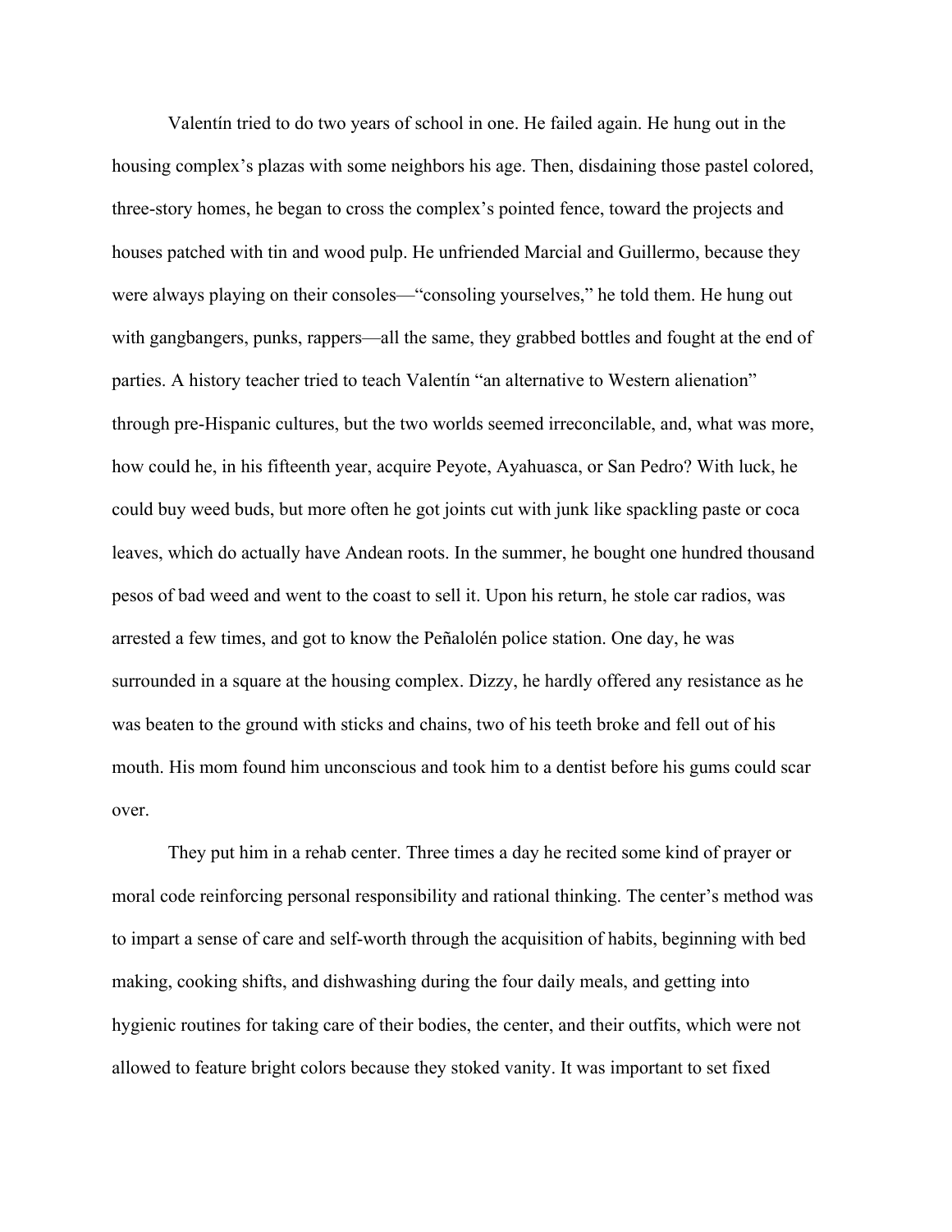Valentín tried to do two years of school in one. He failed again. He hung out in the housing complex's plazas with some neighbors his age. Then, disdaining those pastel colored, three-story homes, he began to cross the complex's pointed fence, toward the projects and houses patched with tin and wood pulp. He unfriended Marcial and Guillermo, because they were always playing on their consoles—"consoling yourselves," he told them. He hung out with gangbangers, punks, rappers—all the same, they grabbed bottles and fought at the end of parties. A history teacher tried to teach Valentín "an alternative to Western alienation" through pre-Hispanic cultures, but the two worlds seemed irreconcilable, and, what was more, how could he, in his fifteenth year, acquire Peyote, Ayahuasca, or San Pedro? With luck, he could buy weed buds, but more often he got joints cut with junk like spackling paste or coca leaves, which do actually have Andean roots. In the summer, he bought one hundred thousand pesos of bad weed and went to the coast to sell it. Upon his return, he stole car radios, was arrested a few times, and got to know the Peñalolén police station. One day, he was surrounded in a square at the housing complex. Dizzy, he hardly offered any resistance as he was beaten to the ground with sticks and chains, two of his teeth broke and fell out of his mouth. His mom found him unconscious and took him to a dentist before his gums could scar over.

They put him in a rehab center. Three times a day he recited some kind of prayer or moral code reinforcing personal responsibility and rational thinking. The center's method was to impart a sense of care and self-worth through the acquisition of habits, beginning with bed making, cooking shifts, and dishwashing during the four daily meals, and getting into hygienic routines for taking care of their bodies, the center, and their outfits, which were not allowed to feature bright colors because they stoked vanity. It was important to set fixed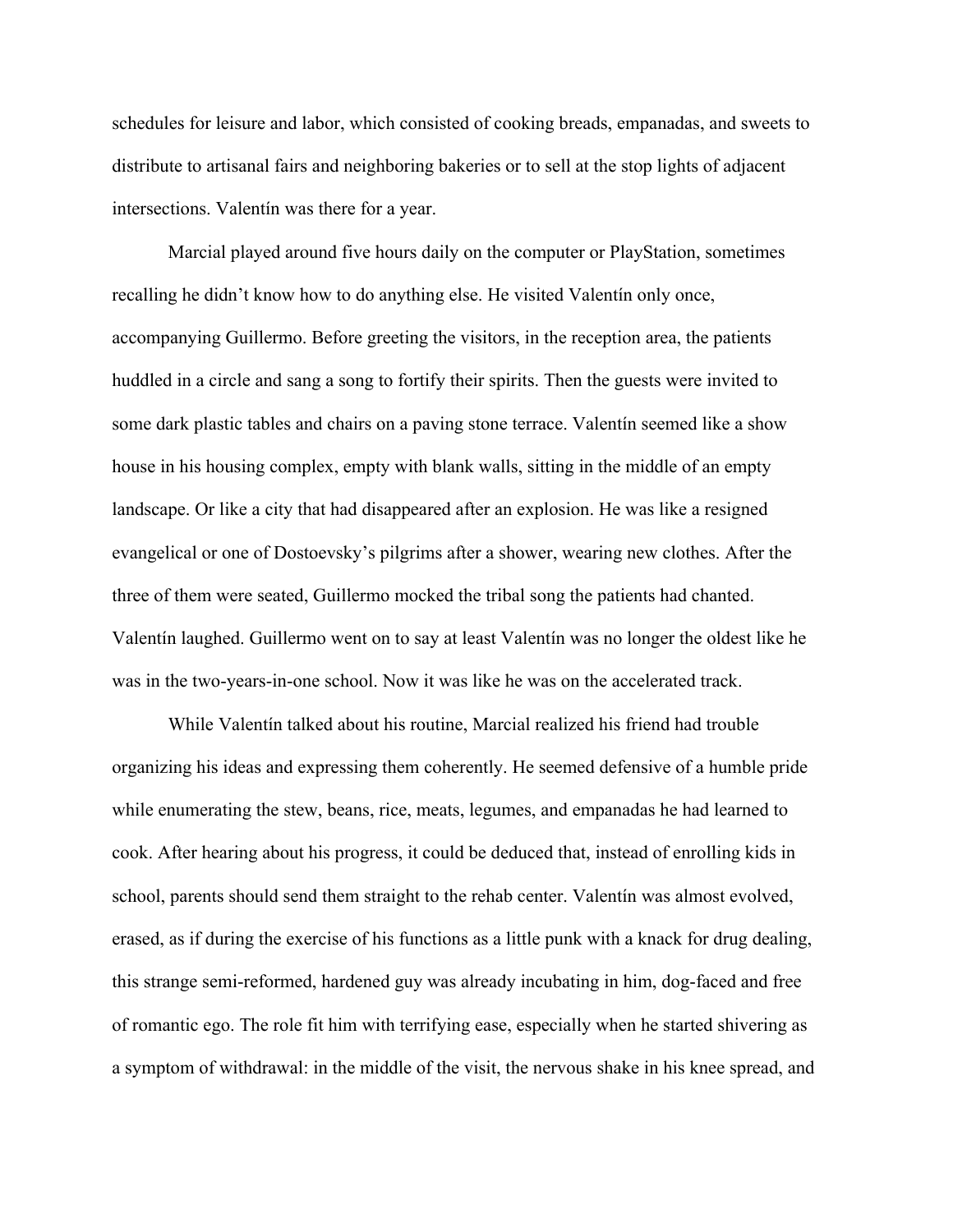schedules for leisure and labor, which consisted of cooking breads, empanadas, and sweets to distribute to artisanal fairs and neighboring bakeries or to sell at the stop lights of adjacent intersections. Valentín was there for a year.

Marcial played around five hours daily on the computer or PlayStation, sometimes recalling he didn't know how to do anything else. He visited Valentín only once, accompanying Guillermo. Before greeting the visitors, in the reception area, the patients huddled in a circle and sang a song to fortify their spirits. Then the guests were invited to some dark plastic tables and chairs on a paving stone terrace. Valentín seemed like a show house in his housing complex, empty with blank walls, sitting in the middle of an empty landscape. Or like a city that had disappeared after an explosion. He was like a resigned evangelical or one of Dostoevsky's pilgrims after a shower, wearing new clothes. After the three of them were seated, Guillermo mocked the tribal song the patients had chanted. Valentín laughed. Guillermo went on to say at least Valentín was no longer the oldest like he was in the two-years-in-one school. Now it was like he was on the accelerated track.

While Valentín talked about his routine, Marcial realized his friend had trouble organizing his ideas and expressing them coherently. He seemed defensive of a humble pride while enumerating the stew, beans, rice, meats, legumes, and empanadas he had learned to cook. After hearing about his progress, it could be deduced that, instead of enrolling kids in school, parents should send them straight to the rehab center. Valentín was almost evolved, erased, as if during the exercise of his functions as a little punk with a knack for drug dealing, this strange semi-reformed, hardened guy was already incubating in him, dog-faced and free of romantic ego. The role fit him with terrifying ease, especially when he started shivering as a symptom of withdrawal: in the middle of the visit, the nervous shake in his knee spread, and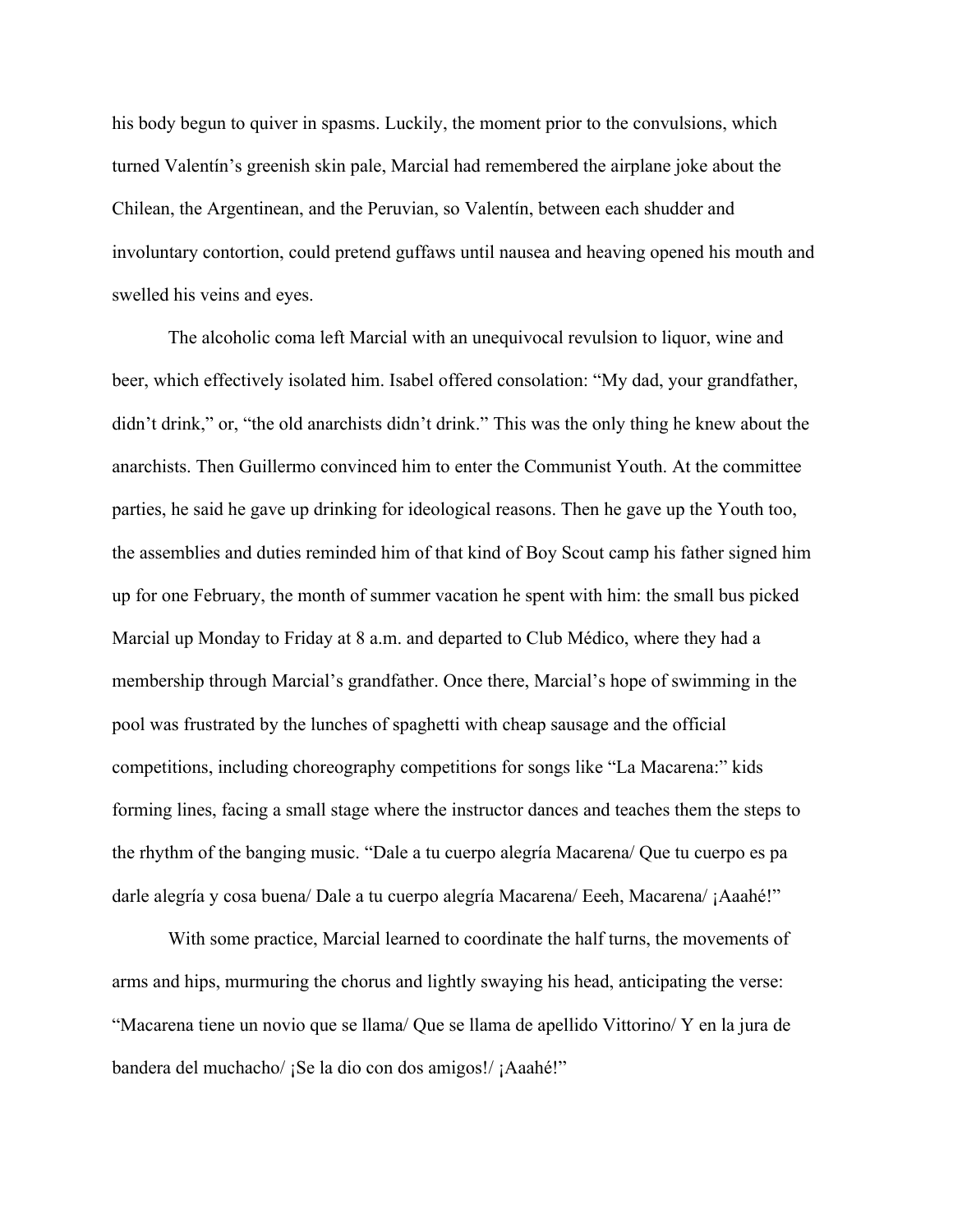his body begun to quiver in spasms. Luckily, the moment prior to the convulsions, which turned Valentín's greenish skin pale, Marcial had remembered the airplane joke about the Chilean, the Argentinean, and the Peruvian, so Valentín, between each shudder and involuntary contortion, could pretend guffaws until nausea and heaving opened his mouth and swelled his veins and eyes.

The alcoholic coma left Marcial with an unequivocal revulsion to liquor, wine and beer, which effectively isolated him. Isabel offered consolation: "My dad, your grandfather, didn't drink," or, "the old anarchists didn't drink." This was the only thing he knew about the anarchists. Then Guillermo convinced him to enter the Communist Youth. At the committee parties, he said he gave up drinking for ideological reasons. Then he gave up the Youth too, the assemblies and duties reminded him of that kind of Boy Scout camp his father signed him up for one February, the month of summer vacation he spent with him: the small bus picked Marcial up Monday to Friday at 8 a.m. and departed to Club Médico, where they had a membership through Marcial's grandfather. Once there, Marcial's hope of swimming in the pool was frustrated by the lunches of spaghetti with cheap sausage and the official competitions, including choreography competitions for songs like "La Macarena:" kids forming lines, facing a small stage where the instructor dances and teaches them the steps to the rhythm of the banging music. "Dale a tu cuerpo alegría Macarena/ Que tu cuerpo es pa darle alegría y cosa buena/ Dale a tu cuerpo alegría Macarena/ Eeeh, Macarena/ ¡Aaahé!"

With some practice, Marcial learned to coordinate the half turns, the movements of arms and hips, murmuring the chorus and lightly swaying his head, anticipating the verse: "Macarena tiene un novio que se llama/ Que se llama de apellido Vittorino/ Y en la jura de bandera del muchacho/ ¡Se la dio con dos amigos!/ ¡Aaahé!"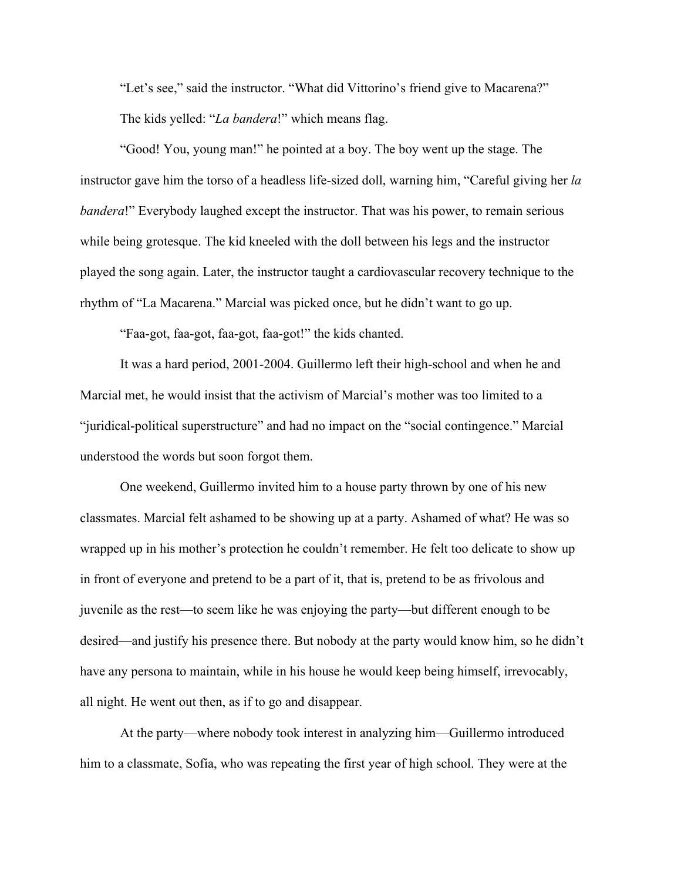"Let's see," said the instructor. "What did Vittorino's friend give to Macarena?"

The kids yelled: "*La bandera*!" which means flag.

"Good! You, young man!" he pointed at a boy. The boy went up the stage. The instructor gave him the torso of a headless life-sized doll, warning him, "Careful giving her *la bandera*!" Everybody laughed except the instructor. That was his power, to remain serious while being grotesque. The kid kneeled with the doll between his legs and the instructor played the song again. Later, the instructor taught a cardiovascular recovery technique to the rhythm of "La Macarena." Marcial was picked once, but he didn't want to go up.

"Faa-got, faa-got, faa-got, faa-got!" the kids chanted.

It was a hard period, 2001-2004. Guillermo left their high-school and when he and Marcial met, he would insist that the activism of Marcial's mother was too limited to a "juridical-political superstructure" and had no impact on the "social contingence." Marcial understood the words but soon forgot them.

One weekend, Guillermo invited him to a house party thrown by one of his new classmates. Marcial felt ashamed to be showing up at a party. Ashamed of what? He was so wrapped up in his mother's protection he couldn't remember. He felt too delicate to show up in front of everyone and pretend to be a part of it, that is, pretend to be as frivolous and juvenile as the rest—to seem like he was enjoying the party—but different enough to be desired—and justify his presence there. But nobody at the party would know him, so he didn't have any persona to maintain, while in his house he would keep being himself, irrevocably, all night. He went out then, as if to go and disappear.

At the party—where nobody took interest in analyzing him—Guillermo introduced him to a classmate, Sofía, who was repeating the first year of high school. They were at the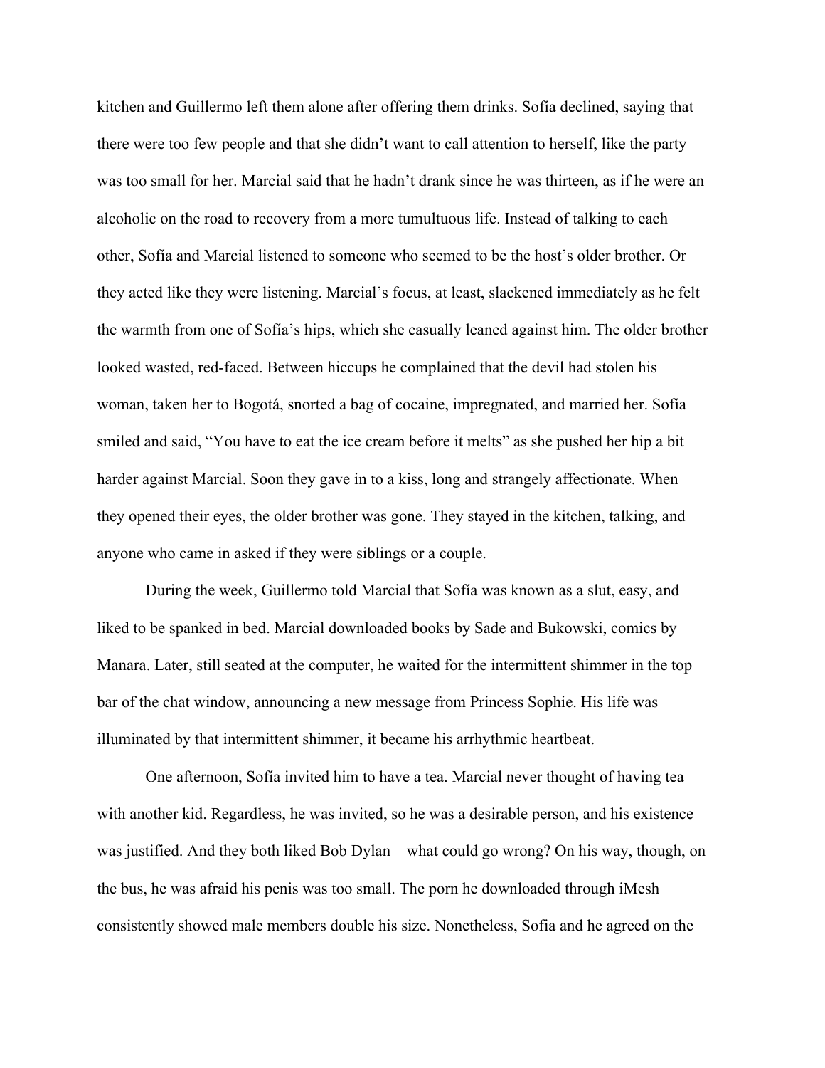kitchen and Guillermo left them alone after offering them drinks. Sofía declined, saying that there were too few people and that she didn't want to call attention to herself, like the party was too small for her. Marcial said that he hadn't drank since he was thirteen, as if he were an alcoholic on the road to recovery from a more tumultuous life. Instead of talking to each other, Sofía and Marcial listened to someone who seemed to be the host's older brother. Or they acted like they were listening. Marcial's focus, at least, slackened immediately as he felt the warmth from one of Sofía's hips, which she casually leaned against him. The older brother looked wasted, red-faced. Between hiccups he complained that the devil had stolen his woman, taken her to Bogotá, snorted a bag of cocaine, impregnated, and married her. Sofía smiled and said, "You have to eat the ice cream before it melts" as she pushed her hip a bit harder against Marcial. Soon they gave in to a kiss, long and strangely affectionate. When they opened their eyes, the older brother was gone. They stayed in the kitchen, talking, and anyone who came in asked if they were siblings or a couple.

During the week, Guillermo told Marcial that Sofía was known as a slut, easy, and liked to be spanked in bed. Marcial downloaded books by Sade and Bukowski, comics by Manara. Later, still seated at the computer, he waited for the intermittent shimmer in the top bar of the chat window, announcing a new message from Princess Sophie. His life was illuminated by that intermittent shimmer, it became his arrhythmic heartbeat.

One afternoon, Sofía invited him to have a tea. Marcial never thought of having tea with another kid. Regardless, he was invited, so he was a desirable person, and his existence was justified. And they both liked Bob Dylan—what could go wrong? On his way, though, on the bus, he was afraid his penis was too small. The porn he downloaded through iMesh consistently showed male members double his size. Nonetheless, Sofía and he agreed on the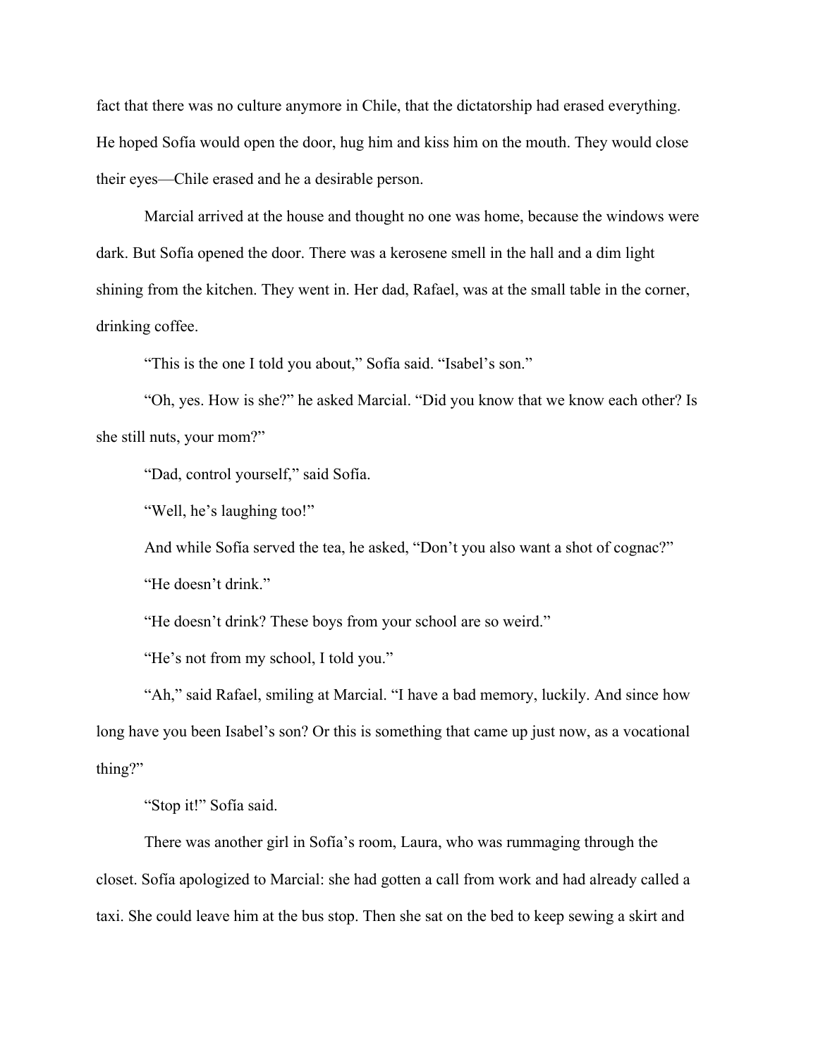fact that there was no culture anymore in Chile, that the dictatorship had erased everything. He hoped Sofía would open the door, hug him and kiss him on the mouth. They would close their eyes—Chile erased and he a desirable person.

Marcial arrived at the house and thought no one was home, because the windows were dark. But Sofía opened the door. There was a kerosene smell in the hall and a dim light shining from the kitchen. They went in. Her dad, Rafael, was at the small table in the corner, drinking coffee.

"This is the one I told you about," Sofía said. "Isabel's son."

"Oh, yes. How is she?" he asked Marcial. "Did you know that we know each other? Is she still nuts, your mom?"

"Dad, control yourself," said Sofía.

"Well, he's laughing too!"

And while Sofía served the tea, he asked, "Don't you also want a shot of cognac?"

"He doesn't drink."

"He doesn't drink? These boys from your school are so weird."

"He's not from my school, I told you."

"Ah," said Rafael, smiling at Marcial. "I have a bad memory, luckily. And since how long have you been Isabel's son? Or this is something that came up just now, as a vocational thing?"

"Stop it!" Sofía said.

There was another girl in Sofía's room, Laura, who was rummaging through the closet. Sofía apologized to Marcial: she had gotten a call from work and had already called a taxi. She could leave him at the bus stop. Then she sat on the bed to keep sewing a skirt and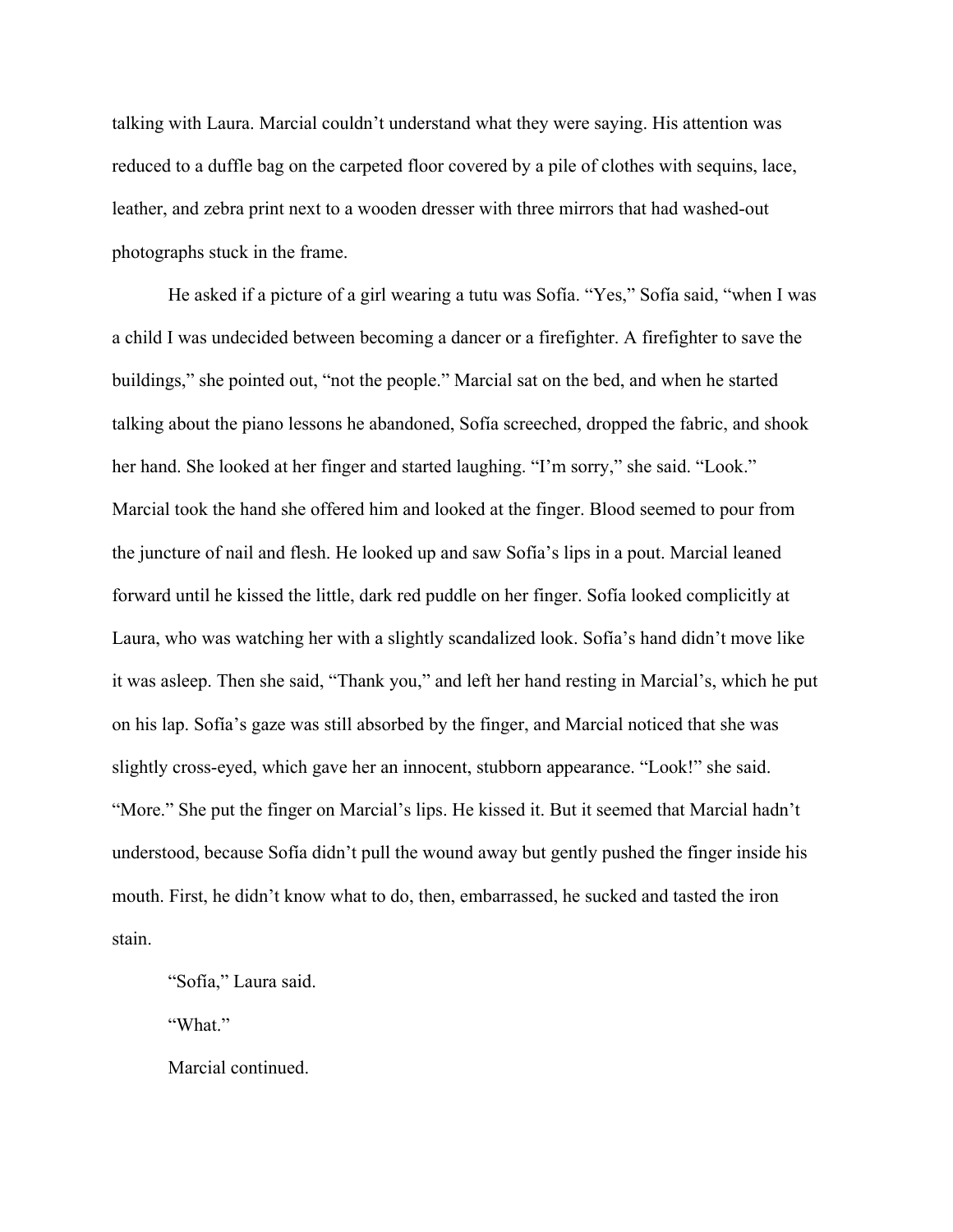talking with Laura. Marcial couldn't understand what they were saying. His attention was reduced to a duffle bag on the carpeted floor covered by a pile of clothes with sequins, lace, leather, and zebra print next to a wooden dresser with three mirrors that had washed-out photographs stuck in the frame.

He asked if a picture of a girl wearing a tutu was Sofía. "Yes," Sofía said, "when I was a child I was undecided between becoming a dancer or a firefighter. A firefighter to save the buildings," she pointed out, "not the people." Marcial sat on the bed, and when he started talking about the piano lessons he abandoned, Sofía screeched, dropped the fabric, and shook her hand. She looked at her finger and started laughing. "I'm sorry," she said. "Look." Marcial took the hand she offered him and looked at the finger. Blood seemed to pour from the juncture of nail and flesh. He looked up and saw Sofía's lips in a pout. Marcial leaned forward until he kissed the little, dark red puddle on her finger. Sofía looked complicitly at Laura, who was watching her with a slightly scandalized look. Sofía's hand didn't move like it was asleep. Then she said, "Thank you," and left her hand resting in Marcial's, which he put on his lap. Sofía's gaze was still absorbed by the finger, and Marcial noticed that she was slightly cross-eyed, which gave her an innocent, stubborn appearance. "Look!" she said. "More." She put the finger on Marcial's lips. He kissed it. But it seemed that Marcial hadn't understood, because Sofía didn't pull the wound away but gently pushed the finger inside his mouth. First, he didn't know what to do, then, embarrassed, he sucked and tasted the iron stain.

"Sofía," Laura said.

"What."

Marcial continued.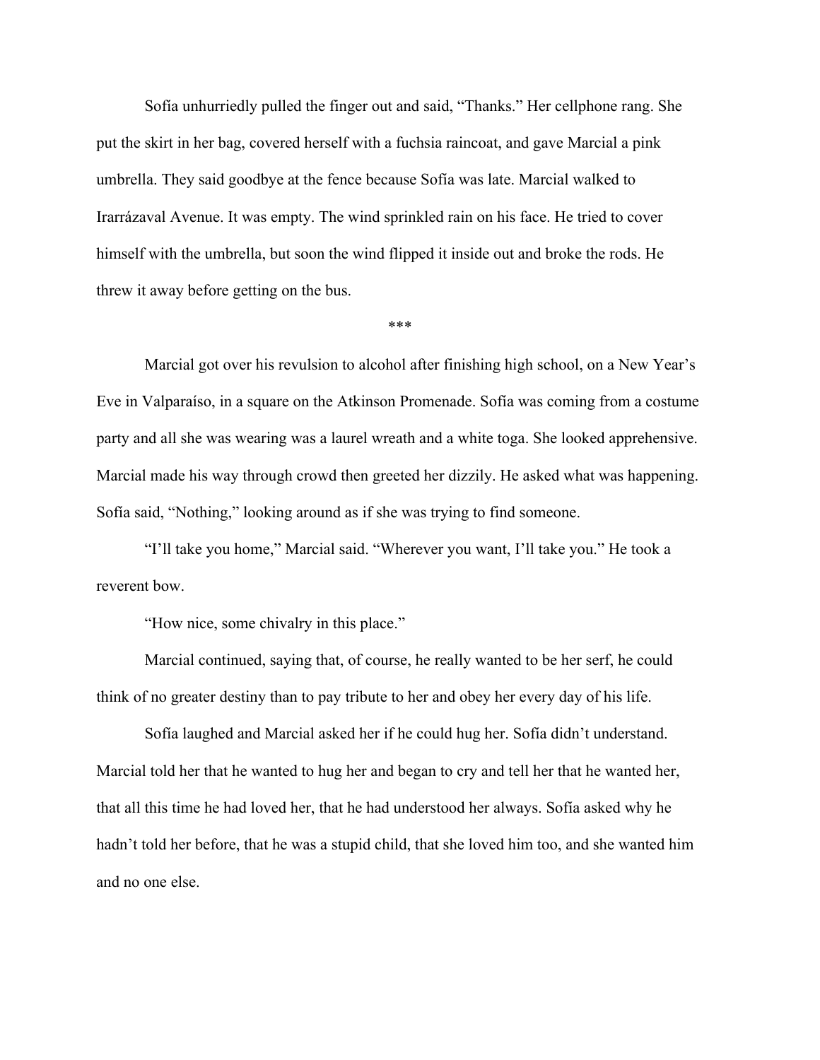Sofía unhurriedly pulled the finger out and said, “Thanks.” Her cellphone rang. She put the skirt in her bag, covered herself with a fuchsia raincoat, and gave Marcial a pink umbrella. They said goodbye at the fence because Sofía was late. Marcial walked to Irarrázaval Avenue. It was empty. The wind sprinkled rain on his face. He tried to cover himself with the umbrella, but soon the wind flipped it inside out and broke the rods. He threw it away before getting on the bus.

***

Marcial got over his revulsion to alcohol after finishing high school, on a New Year’s Eve in Valparaíso, in a square on the Atkinson Promenade. Sofía was coming from a costume party and all she was wearing was a laurel wreath and a white toga. She looked apprehensive. Marcial made his way through crowd then greeted her dizzily. He asked what was happening. Sofía said, “Nothing,” looking around as if she was trying to find someone.

“I’ll take you home,” Marcial said. “Wherever you want, I’ll take you.” He took a reverent bow.

“How nice, some chivalry in this place.”

Marcial continued, saying that, of course, he really wanted to be her serf, he could think of no greater destiny than to pay tribute to her and obey her every day of his life.

Sofía laughed and Marcial asked her if he could hug her. Sofía didn’t understand. Marcial told her that he wanted to hug her and began to cry and tell her that he wanted her, that all this time he had loved her, that he had understood her always. Sofía asked why he hadn’t told her before, that he was a stupid child, that she loved him too, and she wanted him and no one else.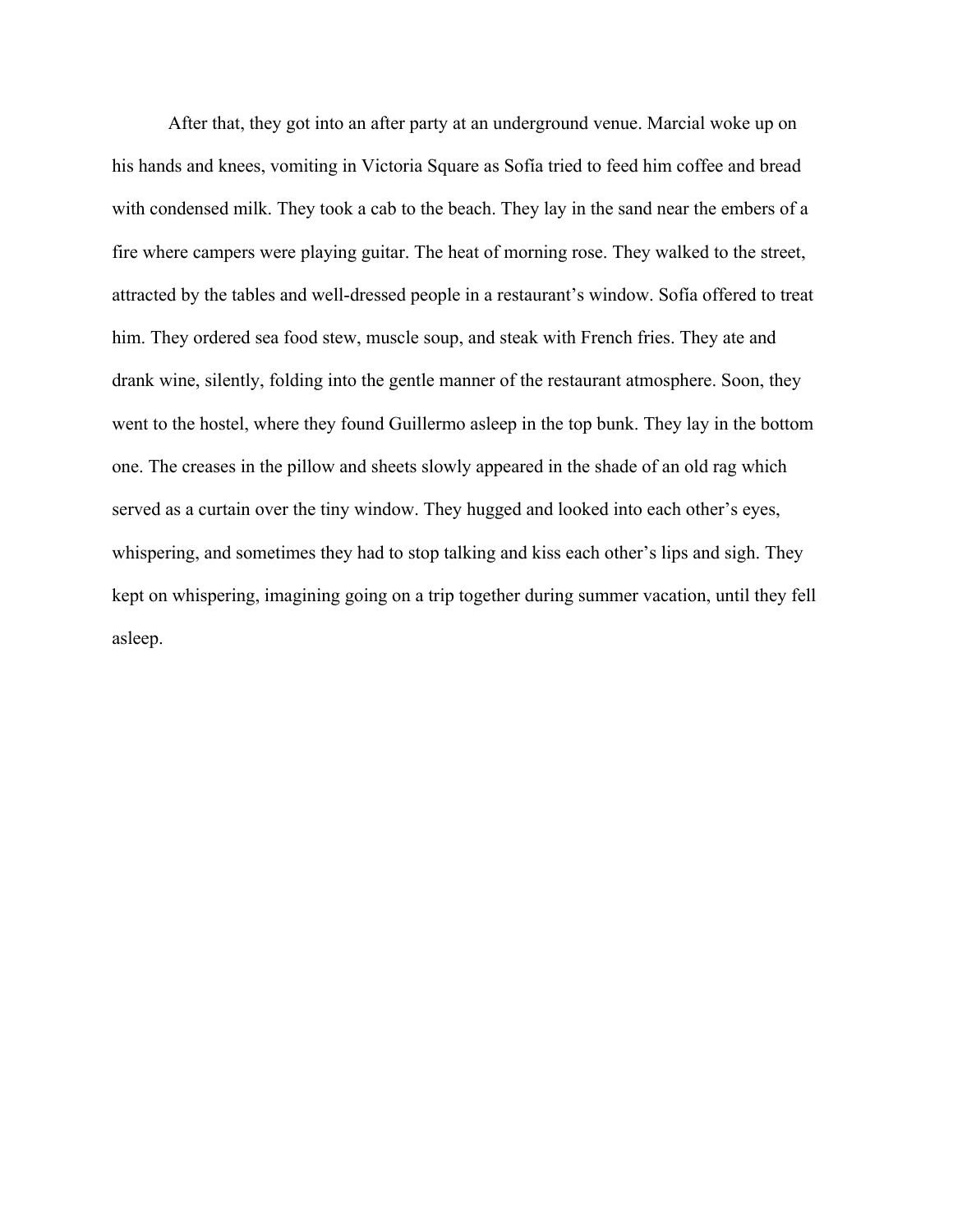After that, they got into an after party at an underground venue. Marcial woke up on his hands and knees, vomiting in Victoria Square as Sofía tried to feed him coffee and bread with condensed milk. They took a cab to the beach. They lay in the sand near the embers of a fire where campers were playing guitar. The heat of morning rose. They walked to the street, attracted by the tables and well-dressed people in a restaurant's window. Sofía offered to treat him. They ordered sea food stew, muscle soup, and steak with French fries. They ate and drank wine, silently, folding into the gentle manner of the restaurant atmosphere. Soon, they went to the hostel, where they found Guillermo asleep in the top bunk. They lay in the bottom one. The creases in the pillow and sheets slowly appeared in the shade of an old rag which served as a curtain over the tiny window. They hugged and looked into each other's eyes, whispering, and sometimes they had to stop talking and kiss each other's lips and sigh. They kept on whispering, imagining going on a trip together during summer vacation, until they fell asleep.